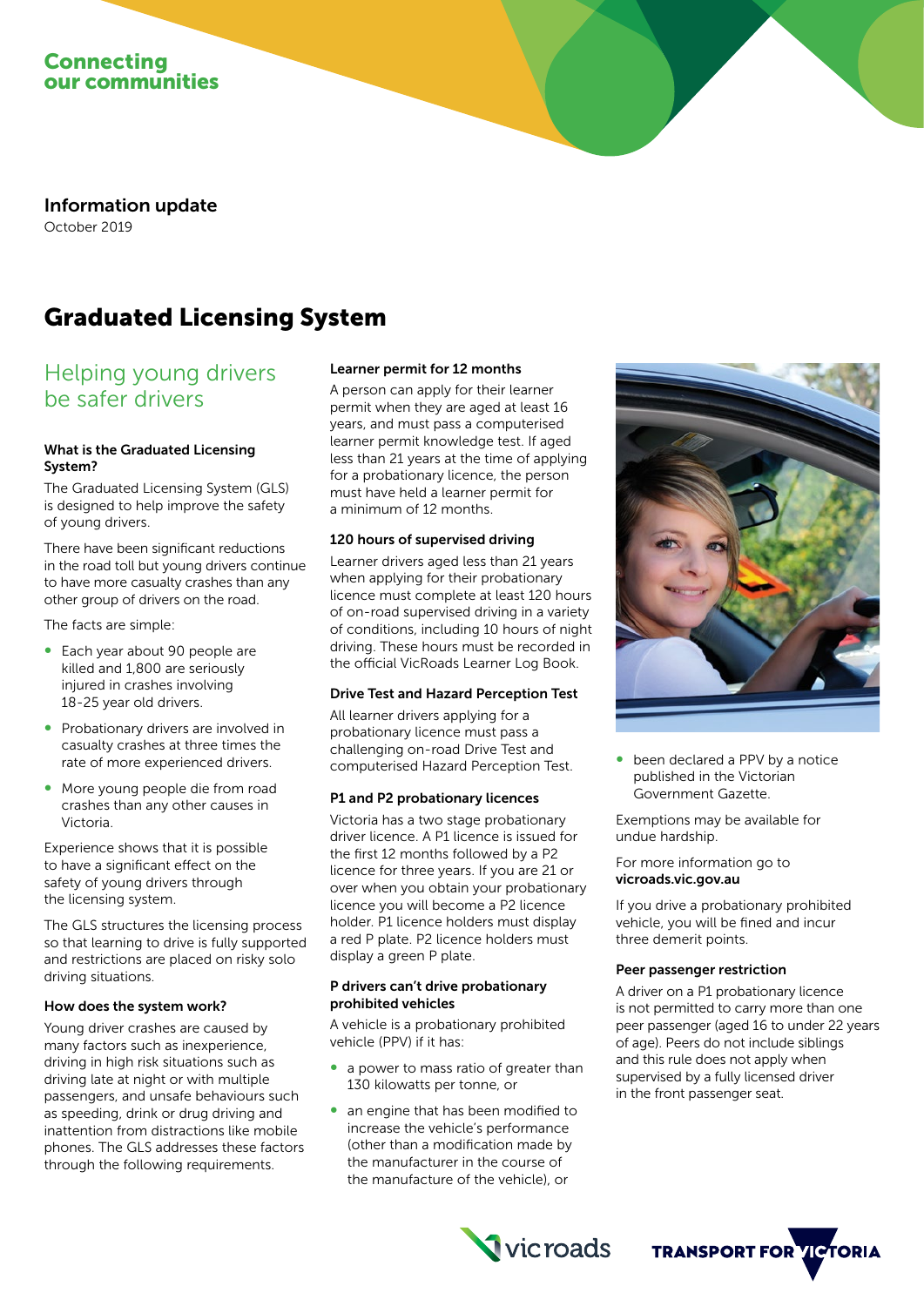Connecting
our communities

**Information update**
October 2019

# Graduated Licensing System

## Helping young drivers be safer drivers

### What is the Graduated Licensing System?

The Graduated Licensing System (GLS) is designed to help improve the safety of young drivers.

There have been significant reductions in the road toll but young drivers continue to have more casualty crashes than any other group of drivers on the road.

The facts are simple:

- Each year about 90 people are killed and 1,800 are seriously injured in crashes involving 18-25 year old drivers.
- Probationary drivers are involved in casualty crashes at three times the rate of more experienced drivers.
- More young people die from road crashes than any other causes in Victoria.

Experience shows that it is possible to have a significant effect on the safety of young drivers through the licensing system.

The GLS structures the licensing process so that learning to drive is fully supported and restrictions are placed on risky solo driving situations.

### How does the system work?

Young driver crashes are caused by many factors such as inexperience, driving in high risk situations such as driving late at night or with multiple passengers, and unsafe behaviours such as speeding, drink or drug driving and inattention from distractions like mobile phones. The GLS addresses these factors through the following requirements.

### Learner permit for 12 months

A person can apply for their learner permit when they are aged at least 16 years, and must pass a computerised learner permit knowledge test. If aged less than 21 years at the time of applying for a probationary licence, the person must have held a learner permit for a minimum of 12 months.

### 120 hours of supervised driving

Learner drivers aged less than 21 years when applying for their probationary licence must complete at least 120 hours of on-road supervised driving in a variety of conditions, including 10 hours of night driving. These hours must be recorded in the official VicRoads Learner Log Book.

### Drive Test and Hazard Perception Test

All learner drivers applying for a probationary licence must pass a challenging on-road Drive Test and computerised Hazard Perception Test.

### P1 and P2 probationary licences

Victoria has a two stage probationary driver licence. A P1 licence is issued for the first 12 months followed by a P2 licence for three years. If you are 21 or over when you obtain your probationary licence you will become a P2 licence holder. P1 licence holders must display a red P plate. P2 licence holders must display a green P plate.

### P drivers can't drive probationary prohibited vehicles

A vehicle is a probationary prohibited vehicle (PPV) if it has:

- a power to mass ratio of greater than 130 kilowatts per tonne, or
- an engine that has been modified to increase the vehicle's performance (other than a modification made by the manufacturer in the course of the manufacture of the vehicle), or
- been declared a PPV by a notice published in the Victorian Government Gazette.

Exemptions may be available for undue hardship.

For more information go to **vicroads.vic.gov.au**

If you drive a probationary prohibited vehicle, you will be fined and incur three demerit points.

### Peer passenger restriction

A driver on a P1 probationary licence is not permitted to carry more than one peer passenger (aged 16 to under 22 years of age). Peers do not include siblings and this rule does not apply when supervised by a fully licensed driver in the front passenger seat.

vicroads

TRANSPORT FOR VICTORIA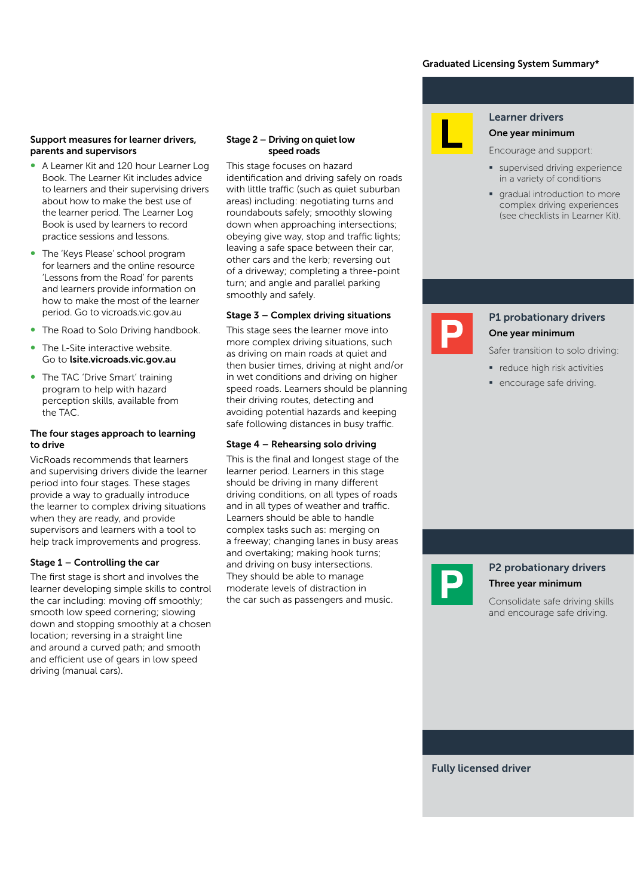### Support measures for learner drivers, parents and supervisors

- A Learner Kit and 120 hour Learner Log Book. The Learner Kit includes advice to learners and their supervising drivers about how to make the best use of the learner period. The Learner Log Book is used by learners to record practice sessions and lessons.
- The 'Keys Please' school program for learners and the online resource 'Lessons from the Road' for parents and learners provide information on how to make the most of the learner period. Go to vicroads.vic.gov.au
- The Road to Solo Driving handbook.
- The L-Site interactive website. Go to **lsite.vicroads.vic.gov.au**
- The TAC 'Drive Smart' training program to help with hazard perception skills, available from the TAC.

### The four stages approach to learning to drive

VicRoads recommends that learners and supervising drivers divide the learner period into four stages. These stages provide a way to gradually introduce the learner to complex driving situations when they are ready, and provide supervisors and learners with a tool to help track improvements and progress.

### Stage 1 – Controlling the car

The first stage is short and involves the learner developing simple skills to control the car including: moving off smoothly; smooth low speed cornering; slowing down and stopping smoothly at a chosen location; reversing in a straight line and around a curved path; and smooth and efficient use of gears in low speed driving (manual cars).

### Stage 2 – Driving on quiet low speed roads

This stage focuses on hazard identification and driving safely on roads with little traffic (such as quiet suburban areas) including: negotiating turns and roundabouts safely; smoothly slowing down when approaching intersections; obeying give way, stop and traffic lights; leaving a safe space between their car, other cars and the kerb; reversing out of a driveway; completing a three-point turn; and angle and parallel parking smoothly and safely.

### Stage 3 – Complex driving situations

This stage sees the learner move into more complex driving situations, such as driving on main roads at quiet and then busier times, driving at night and/or in wet conditions and driving on higher speed roads. Learners should be planning their driving routes, detecting and avoiding potential hazards and keeping safe following distances in busy traffic.

### Stage 4 – Rehearsing solo driving

This is the final and longest stage of the learner period. Learners in this stage should be driving in many different driving conditions, on all types of roads and in all types of weather and traffic. Learners should be able to handle complex tasks such as: merging on a freeway; changing lanes in busy areas and overtaking; making hook turns; and driving on busy intersections. They should be able to manage moderate levels of distraction in the car such as passengers and music.

### Graduated Licensing System Summary*

**L**

#### Learner drivers

**One year minimum**

Encourage and support:

- supervised driving experience in a variety of conditions
- gradual introduction to more complex driving experiences (see checklists in Learner Kit).

**P**

#### P1 probationary drivers

**One year minimum**

Safer transition to solo driving:

- reduce high risk activities
- encourage safe driving.

**P**

#### P2 probationary drivers

**Three year minimum**

Consolidate safe driving skills and encourage safe driving.

#### Fully licensed driver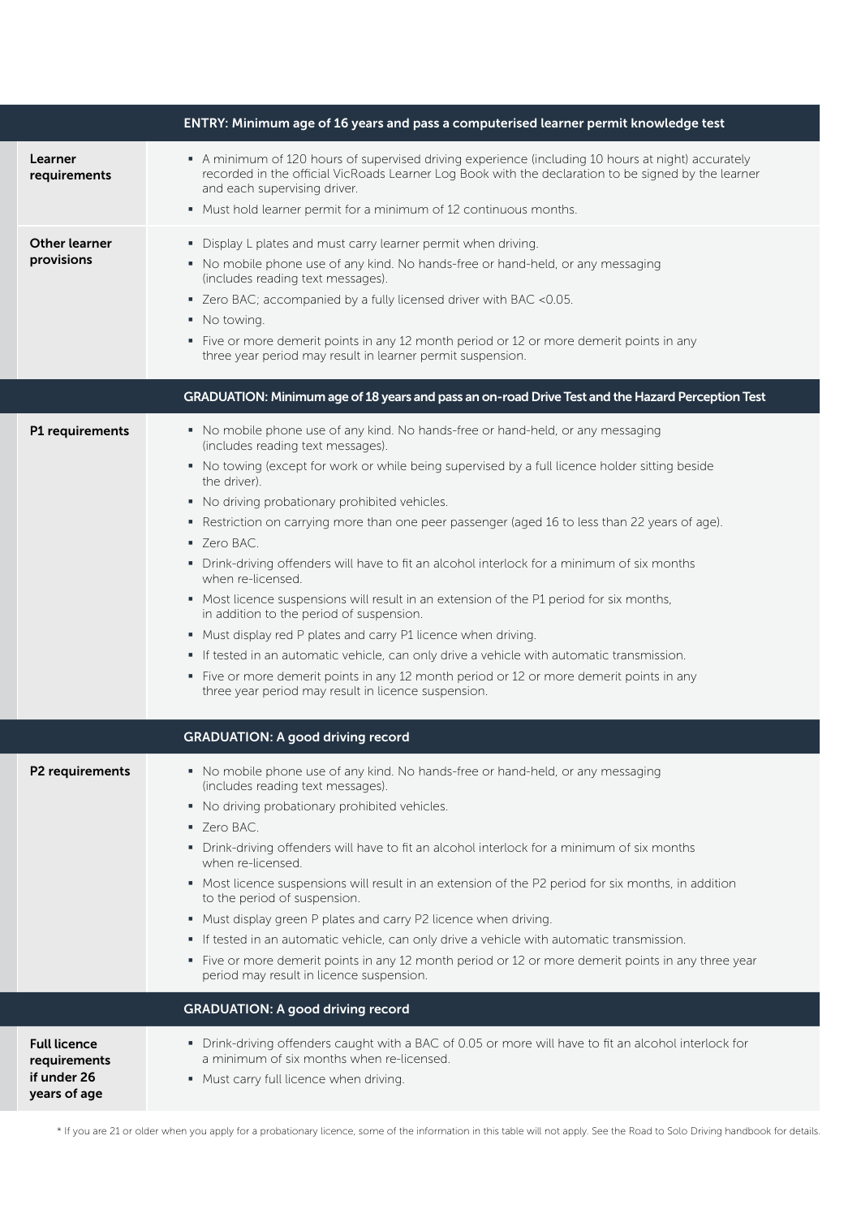| | |
|---|---|
| | **ENTRY: Minimum age of 16 years and pass a computerised learner permit knowledge test** |
| **Learner requirements** | ▪ A minimum of 120 hours of supervised driving experience (including 10 hours at night) accurately recorded in the official VicRoads Learner Log Book with the declaration to be signed by the learner and each supervising driver.<br>▪ Must hold learner permit for a minimum of 12 continuous months. |
| **Other learner provisions** | ▪ Display L plates and must carry learner permit when driving.<br>▪ No mobile phone use of any kind. No hands-free or hand-held, or any messaging (includes reading text messages).<br>▪ Zero BAC; accompanied by a fully licensed driver with BAC <0.05.<br>▪ No towing.<br>▪ Five or more demerit points in any 12 month period or 12 or more demerit points in any three year period may result in learner permit suspension. |
| | **GRADUATION: Minimum age of 18 years and pass an on-road Drive Test and the Hazard Perception Test** |
| **P1 requirements** | ▪ No mobile phone use of any kind. No hands-free or hand-held, or any messaging (includes reading text messages).<br>▪ No towing (except for work or while being supervised by a full licence holder sitting beside the driver).<br>▪ No driving probationary prohibited vehicles.<br>▪ Restriction on carrying more than one peer passenger (aged 16 to less than 22 years of age).<br>▪ Zero BAC.<br>▪ Drink-driving offenders will have to fit an alcohol interlock for a minimum of six months when re-licensed.<br>▪ Most licence suspensions will result in an extension of the P1 period for six months, in addition to the period of suspension.<br>▪ Must display red P plates and carry P1 licence when driving.<br>▪ If tested in an automatic vehicle, can only drive a vehicle with automatic transmission.<br>▪ Five or more demerit points in any 12 month period or 12 or more demerit points in any three year period may result in licence suspension. |
| | **GRADUATION: A good driving record** |
| **P2 requirements** | ▪ No mobile phone use of any kind. No hands-free or hand-held, or any messaging (includes reading text messages).<br>▪ No driving probationary prohibited vehicles.<br>▪ Zero BAC.<br>▪ Drink-driving offenders will have to fit an alcohol interlock for a minimum of six months when re-licensed.<br>▪ Most licence suspensions will result in an extension of the P2 period for six months, in addition to the period of suspension.<br>▪ Must display green P plates and carry P2 licence when driving.<br>▪ If tested in an automatic vehicle, can only drive a vehicle with automatic transmission.<br>▪ Five or more demerit points in any 12 month period or 12 or more demerit points in any three year period may result in licence suspension. |
| | **GRADUATION: A good driving record** |
| **Full licence requirements if under 26 years of age** | ▪ Drink-driving offenders caught with a BAC of 0.05 or more will have to fit an alcohol interlock for a minimum of six months when re-licensed.<br>▪ Must carry full licence when driving. |

* If you are 21 or older when you apply for a probationary licence, some of the information in this table will not apply. See the Road to Solo Driving handbook for details.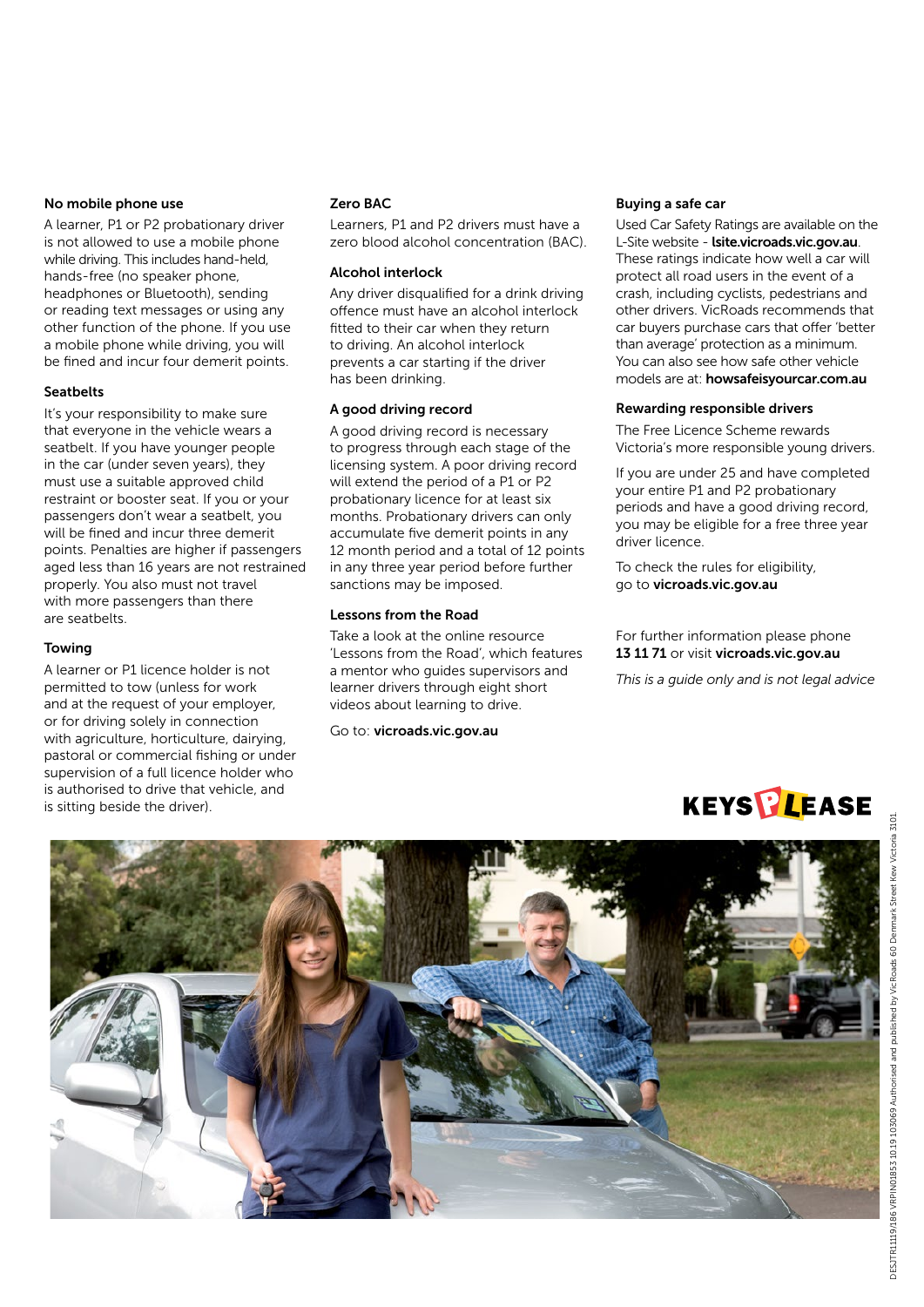### No mobile phone use

A learner, P1 or P2 probationary driver is not allowed to use a mobile phone while driving. This includes hand-held, hands-free (no speaker phone, headphones or Bluetooth), sending or reading text messages or using any other function of the phone. If you use a mobile phone while driving, you will be fined and incur four demerit points.

### Seatbelts

It's your responsibility to make sure that everyone in the vehicle wears a seatbelt. If you have younger people in the car (under seven years), they must use a suitable approved child restraint or booster seat. If you or your passengers don't wear a seatbelt, you will be fined and incur three demerit points. Penalties are higher if passengers aged less than 16 years are not restrained properly. You also must not travel with more passengers than there are seatbelts.

### Towing

A learner or P1 licence holder is not permitted to tow (unless for work and at the request of your employer, or for driving solely in connection with agriculture, horticulture, dairying, pastoral or commercial fishing or under supervision of a full licence holder who is authorised to drive that vehicle, and is sitting beside the driver).

### Zero BAC

Learners, P1 and P2 drivers must have a zero blood alcohol concentration (BAC).

### Alcohol interlock

Any driver disqualified for a drink driving offence must have an alcohol interlock fitted to their car when they return to driving. An alcohol interlock prevents a car starting if the driver has been drinking.

### A good driving record

A good driving record is necessary to progress through each stage of the licensing system. A poor driving record will extend the period of a P1 or P2 probationary licence for at least six months. Probationary drivers can only accumulate five demerit points in any 12 month period and a total of 12 points in any three year period before further sanctions may be imposed.

### Lessons from the Road

Take a look at the online resource 'Lessons from the Road', which features a mentor who guides supervisors and learner drivers through eight short videos about learning to drive.

Go to: **vicroads.vic.gov.au**

### Buying a safe car

Used Car Safety Ratings are available on the L-Site website - **lsite.vicroads.vic.gov.au**. These ratings indicate how well a car will protect all road users in the event of a crash, including cyclists, pedestrians and other drivers. VicRoads recommends that car buyers purchase cars that offer 'better than average' protection as a minimum. You can also see how safe other vehicle models are at: **howsafeisyourcar.com.au**

### Rewarding responsible drivers

The Free Licence Scheme rewards Victoria's more responsible young drivers.

If you are under 25 and have completed your entire P1 and P2 probationary periods and have a good driving record, you may be eligible for a free three year driver licence.

To check the rules for eligibility, go to **vicroads.vic.gov.au**

For further information please phone **13 11 71** or visit **vicroads.vic.gov.au**

*This is a guide only and is not legal advice*

KEYS PLEASE

DESJTR11119/186 VRPIN01853 10.19 103069 Authorised and published by VicRoads 60 Denmark Street Kew Victoria 3101.